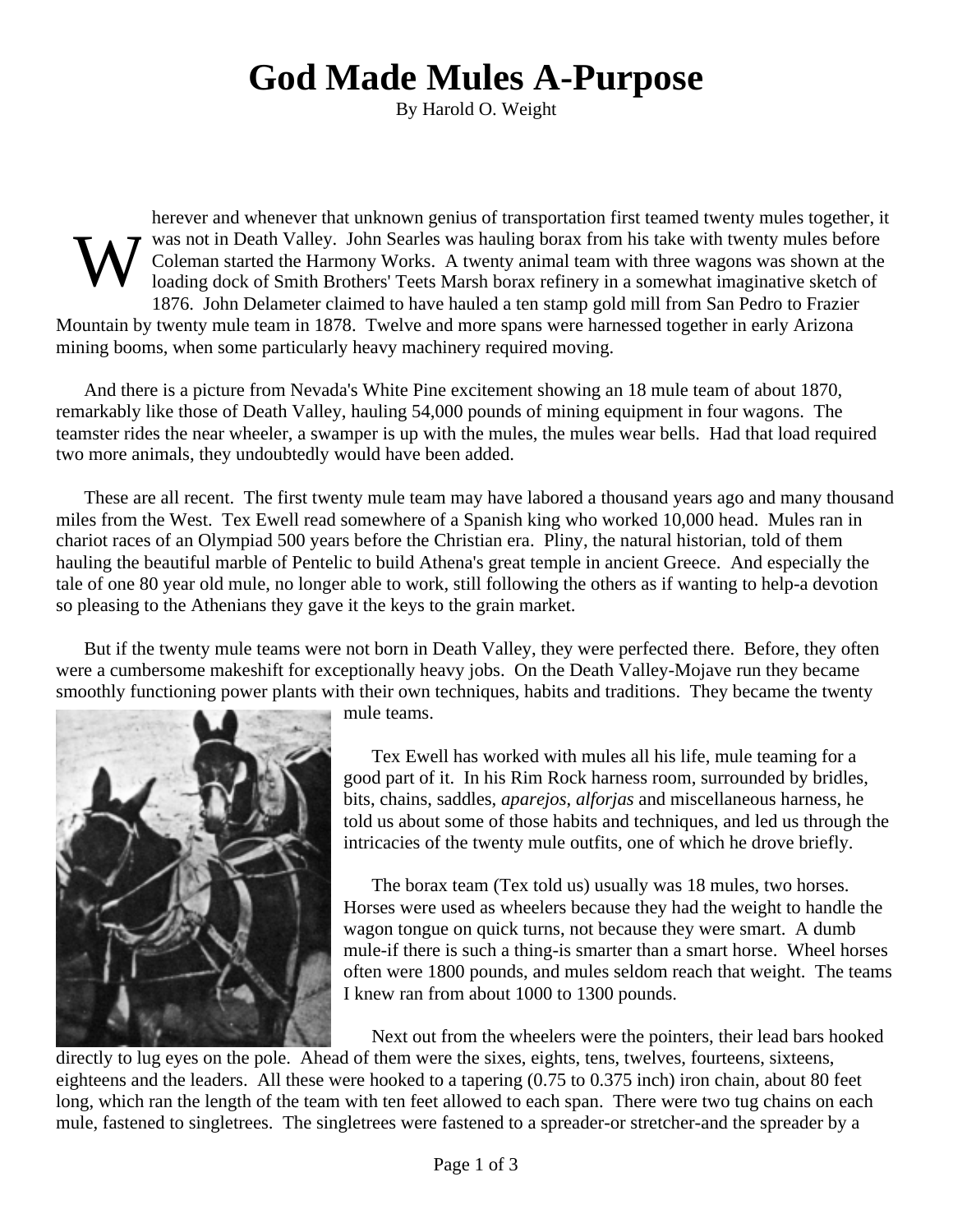# God Made Mules A-Purpose

By Harold O. Weight

Wherever and whenever that unknown genius of transportation first teamed twenty mules together, it was not in Death Valley. John Searles was hauling borax from his take with twenty mules before Coleman started the Harmony Works. A twenty animal team with three wagons was shown at the loading dock of Smith Brothers' Teets Marsh borax refinery in a somewhat imaginative sketch of 1876. John Delameter claimed to have hauled a ten stamp gold mill from San Pedro to Frazier Mountain by twenty mule team in 1878. Twelve and more spans were harnessed together in early Arizona mining booms, when some particularly heavy machinery required moving.

And there is a picture from Nevada's White Pine excitement showing an 18 mule team of about 1870, remarkably like those of Death Valley, hauling 54,000 pounds of mining equipment in four wagons. The teamster rides the near wheeler, a swamper is up with the mules, the mules wear bells. Had that load required two more animals, they undoubtedly would have been added.

These are all recent. The first twenty mule team may have labored a thousand years ago and many thousand miles from the West. Tex Ewell read somewhere of a Spanish king who worked 10,000 head. Mules ran in chariot races of an Olympiad 500 years before the Christian era. Pliny, the natural historian, told of them hauling the beautiful marble of Pentelic to build Athena's great temple in ancient Greece. And especially the tale of one 80 year old mule, no longer able to work, still following the others as if wanting to help-a devotion so pleasing to the Athenians they gave it the keys to the grain market.

But if the twenty mule teams were not born in Death Valley, they were perfected there. Before, they often were a cumbersome makeshift for exceptionally heavy jobs. On the Death Valley-Mojave run they became smoothly functioning power plants with their own techniques, habits and traditions. They became the twenty mule teams.

Tex Ewell has worked with mules all his life, mule teaming for a good part of it. In his Rim Rock harness room, surrounded by bridles, bits, chains, saddles, *aparejos*, *alforjas* and miscellaneous harness, he told us about some of those habits and techniques, and led us through the intricacies of the twenty mule outfits, one of which he drove briefly.

The borax team (Tex told us) usually was 18 mules, two horses. Horses were used as wheelers because they had the weight to handle the wagon tongue on quick turns, not because they were smart. A dumb mule-if there is such a thing-is smarter than a smart horse. Wheel horses often were 1800 pounds, and mules seldom reach that weight. The teams I knew ran from about 1000 to 1300 pounds.

Next out from the wheelers were the pointers, their lead bars hooked directly to lug eyes on the pole. Ahead of them were the sixes, eights, tens, twelves, fourteens, sixteens, eighteens and the leaders. All these were hooked to a tapering (0.75 to 0.375 inch) iron chain, about 80 feet long, which ran the length of the team with ten feet allowed to each span. There were two tug chains on each mule, fastened to singletrees. The singletrees were fastened to a spreader-or stretcher-and the spreader by a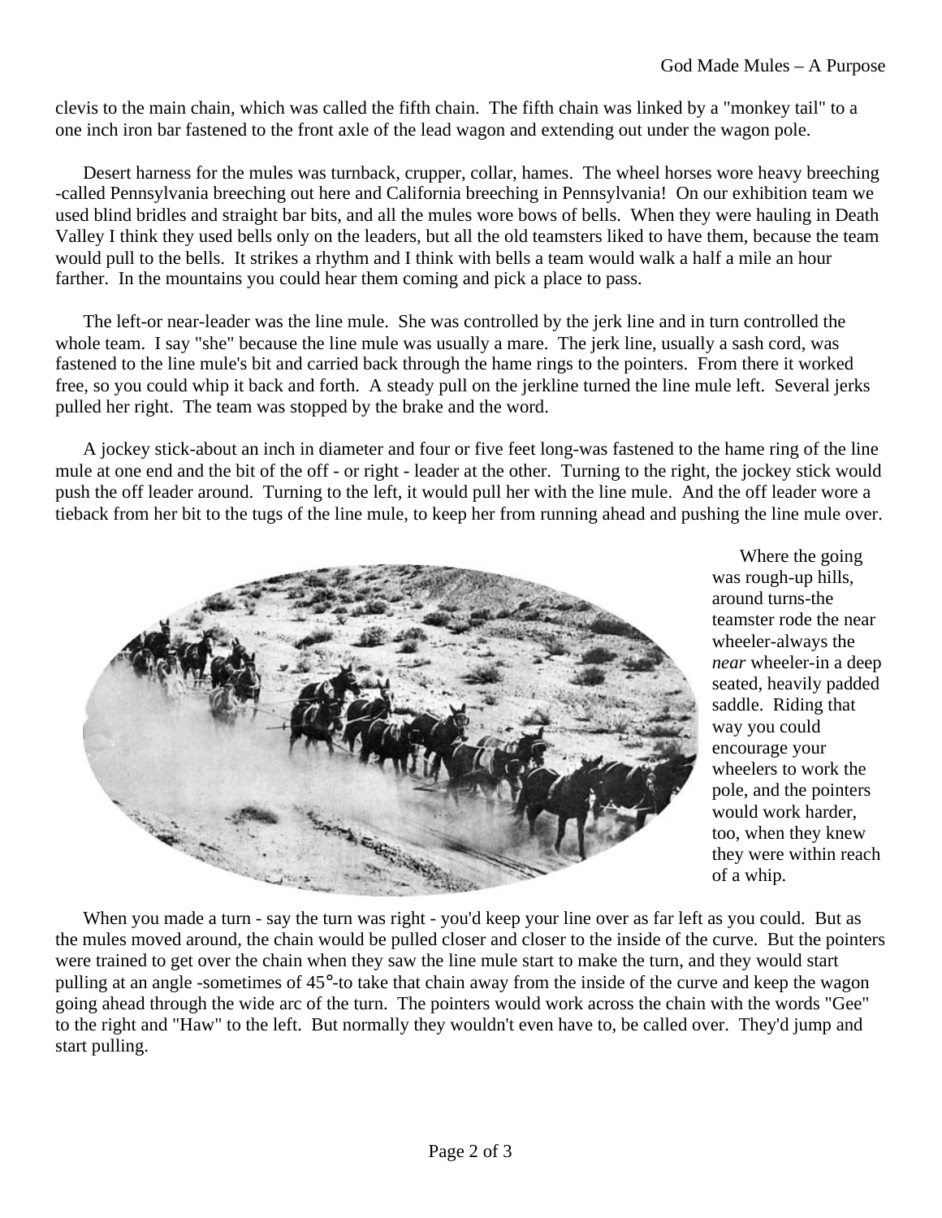clevis to the main chain, which was called the fifth chain. The fifth chain was linked by a "monkey tail" to a one inch iron bar fastened to the front axle of the lead wagon and extending out under the wagon pole.

Desert harness for the mules was turnback, crupper, collar, hames. The wheel horses wore heavy breeching -called Pennsylvania breeching out here and California breeching in Pennsylvania! On our exhibition team we used blind bridles and straight bar bits, and all the mules wore bows of bells. When they were hauling in Death Valley I think they used bells only on the leaders, but all the old teamsters liked to have them, because the team would pull to the bells. It strikes a rhythm and I think with bells a team would walk a half a mile an hour farther. In the mountains you could hear them coming and pick a place to pass.

The left-or near-leader was the line mule. She was controlled by the jerk line and in turn controlled the whole team. I say "she" because the line mule was usually a mare. The jerk line, usually a sash cord, was fastened to the line mule's bit and carried back through the hame rings to the pointers. From there it worked free, so you could whip it back and forth. A steady pull on the jerkline turned the line mule left. Several jerks pulled her right. The team was stopped by the brake and the word.

A jockey stick-about an inch in diameter and four or five feet long-was fastened to the hame ring of the line mule at one end and the bit of the off - or right - leader at the other. Turning to the right, the jockey stick would push the off leader around. Turning to the left, it would pull her with the line mule. And the off leader wore a tieback from her bit to the tugs of the line mule, to keep her from running ahead and pushing the line mule over.

Where the going was rough-up hills, around turns-the teamster rode the near wheeler-always the *near* wheeler-in a deep seated, heavily padded saddle. Riding that way you could encourage your wheelers to work the pole, and the pointers would work harder, too, when they knew they were within reach of a whip.

When you made a turn - say the turn was right - you'd keep your line over as far left as you could. But as the mules moved around, the chain would be pulled closer and closer to the inside of the curve. But the pointers were trained to get over the chain when they saw the line mule start to make the turn, and they would start pulling at an angle -sometimes of 45°-to take that chain away from the inside of the curve and keep the wagon going ahead through the wide arc of the turn. The pointers would work across the chain with the words "Gee" to the right and "Haw" to the left. But normally they wouldn't even have to, be called over. They'd jump and start pulling.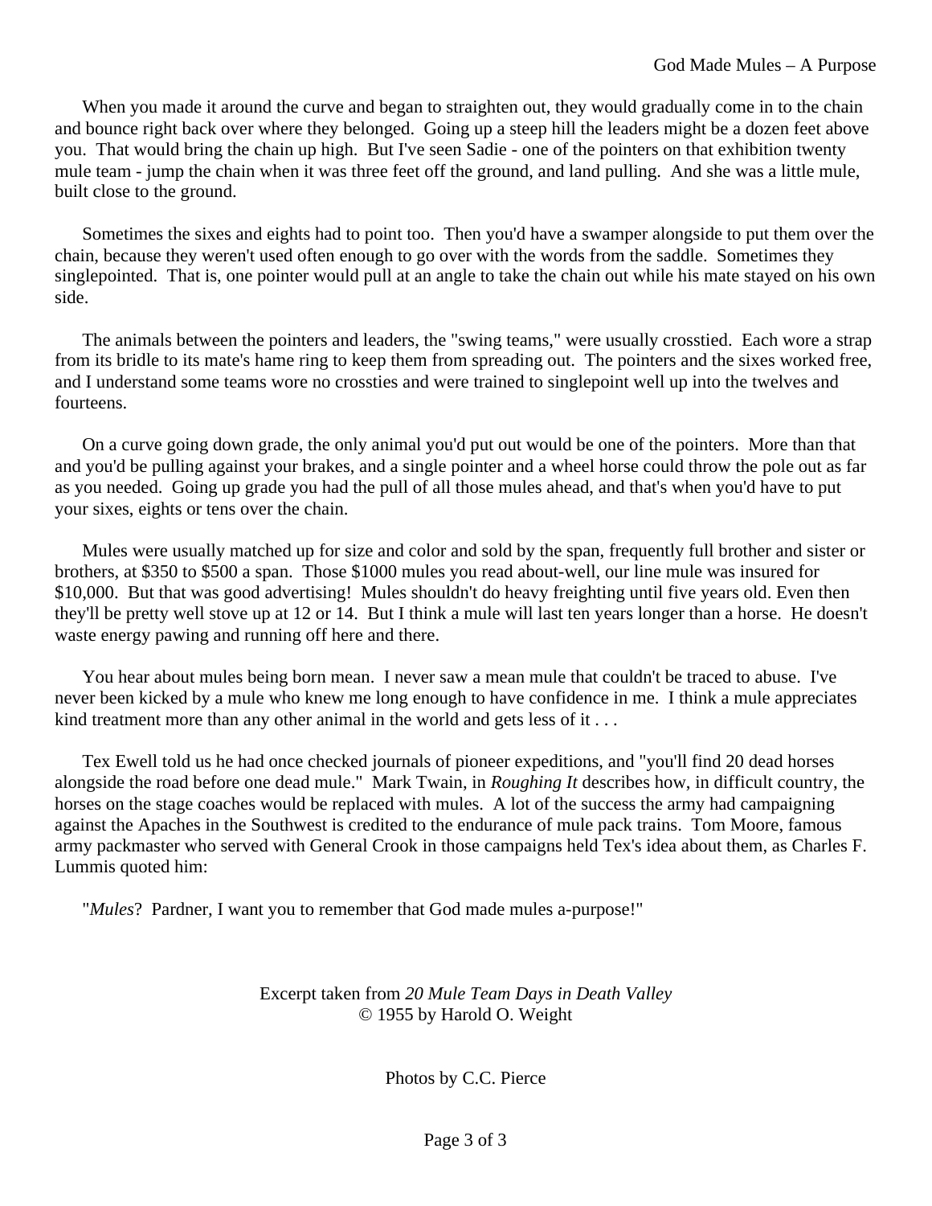When you made it around the curve and began to straighten out, they would gradually come in to the chain and bounce right back over where they belonged. Going up a steep hill the leaders might be a dozen feet above you. That would bring the chain up high. But I've seen Sadie - one of the pointers on that exhibition twenty mule team - jump the chain when it was three feet off the ground, and land pulling. And she was a little mule, built close to the ground.

Sometimes the sixes and eights had to point too. Then you'd have a swamper alongside to put them over the chain, because they weren't used often enough to go over with the words from the saddle. Sometimes they singlepointed. That is, one pointer would pull at an angle to take the chain out while his mate stayed on his own side.

The animals between the pointers and leaders, the "swing teams," were usually crosstied. Each wore a strap from its bridle to its mate's hame ring to keep them from spreading out. The pointers and the sixes worked free, and I understand some teams wore no crossties and were trained to singlepoint well up into the twelves and fourteens.

On a curve going down grade, the only animal you'd put out would be one of the pointers. More than that and you'd be pulling against your brakes, and a single pointer and a wheel horse could throw the pole out as far as you needed. Going up grade you had the pull of all those mules ahead, and that's when you'd have to put your sixes, eights or tens over the chain.

Mules were usually matched up for size and color and sold by the span, frequently full brother and sister or brothers, at $350 to $500 a span. Those $1000 mules you read about-well, our line mule was insured for $10,000. But that was good advertising! Mules shouldn't do heavy freighting until five years old. Even then they'll be pretty well stove up at 12 or 14. But I think a mule will last ten years longer than a horse. He doesn't waste energy pawing and running off here and there.

You hear about mules being born mean. I never saw a mean mule that couldn't be traced to abuse. I've never been kicked by a mule who knew me long enough to have confidence in me. I think a mule appreciates kind treatment more than any other animal in the world and gets less of it . . .

Tex Ewell told us he had once checked journals of pioneer expeditions, and "you'll find 20 dead horses alongside the road before one dead mule." Mark Twain, in *Roughing It* describes how, in difficult country, the horses on the stage coaches would be replaced with mules. A lot of the success the army had campaigning against the Apaches in the Southwest is credited to the endurance of mule pack trains. Tom Moore, famous army packmaster who served with General Crook in those campaigns held Tex's idea about them, as Charles F. Lummis quoted him:

"*Mules*? Pardner, I want you to remember that God made mules a-purpose!"

Excerpt taken from *20 Mule Team Days in Death Valley*
© 1955 by Harold O. Weight

Photos by C.C. Pierce